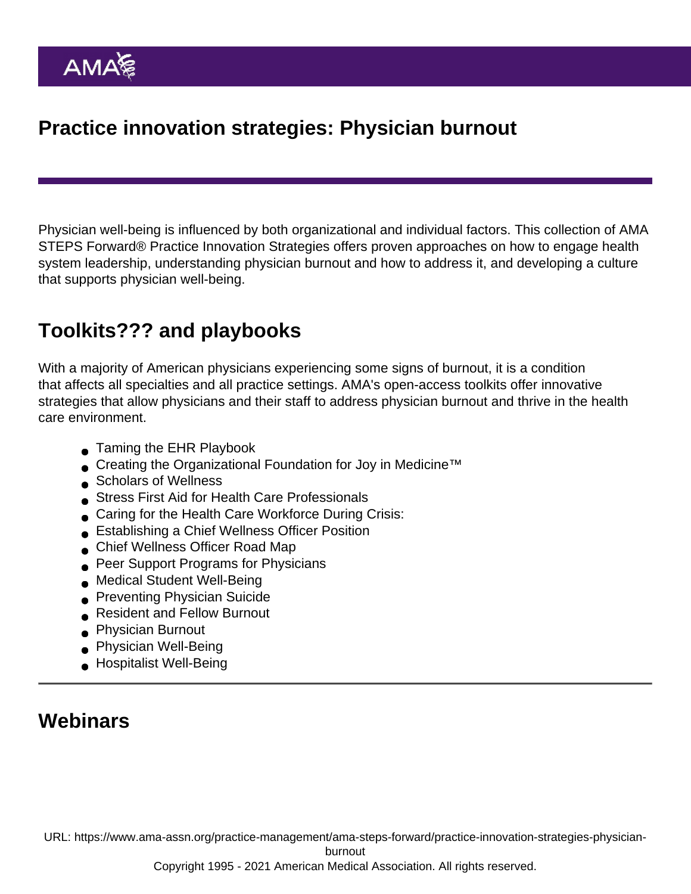# Practice innovation strategies: Physician burnout

Physician well-being is influenced by both organizational and individual factors. This collection of AMA STEPS Forward® Practice Innovation Strategies offers proven approaches on how to engage health system leadership, understanding physician burnout and how to address it, and developing a culture that supports physician well-being.

## Toolkits??? and playbooks

With a majority of American physicians experiencing some signs of burnout, it is a condition that affects all specialties and all practice settings. AMA's open-access toolkits offer innovative strategies that allow physicians and their staff to address physician burnout and thrive in the health care environment.

- Taming the EHR Playbook
- Creating the Organizational Foundation for Joy in Medicine™
- Scholars of Wellness
- Stress First Aid for Health Care Professionals
- Caring for the Health Care Workforce During Crisis:
- Establishing a Chief Wellness Officer Position
- Chief Wellness Officer Road Map
- Peer Support Programs for Physicians
- Medical Student Well-Being
- Preventing Physician Suicide
- Resident and Fellow Burnout
- Physician Burnout
- Physician Well-Being
- Hospitalist Well-Being

---

## Webinars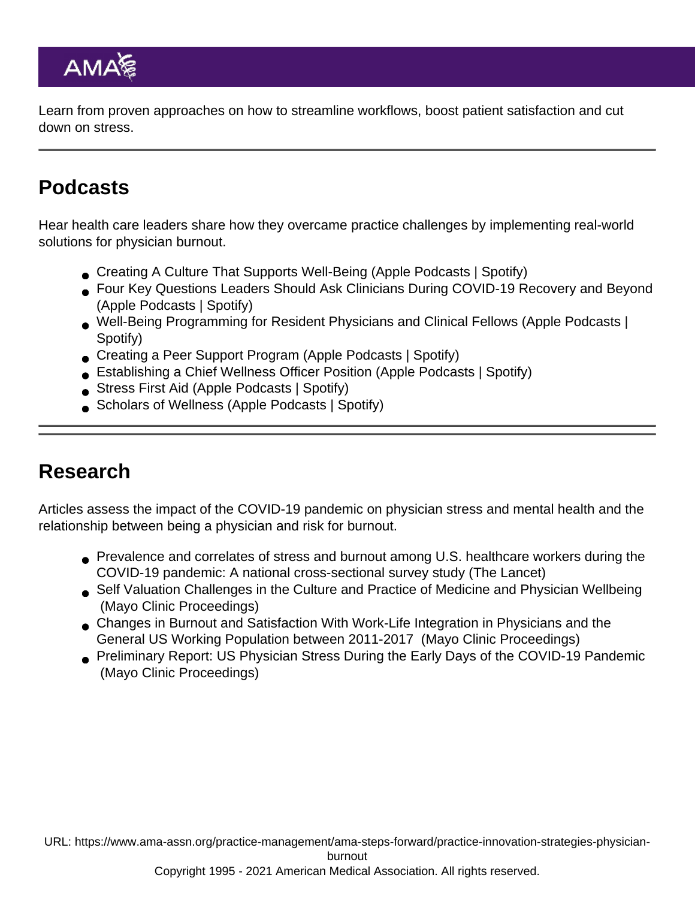Learn from proven approaches on how to streamline workflows, boost patient satisfaction and cut down on stress.

---

## Podcasts

Hear health care leaders share how they overcame practice challenges by implementing real-world solutions for physician burnout.

- Creating A Culture That Supports Well-Being (Apple Podcasts | Spotify)
- Four Key Questions Leaders Should Ask Clinicians During COVID-19 Recovery and Beyond (Apple Podcasts | Spotify)
- Well-Being Programming for Resident Physicians and Clinical Fellows (Apple Podcasts | Spotify)
- Creating a Peer Support Program (Apple Podcasts | Spotify)
- Establishing a Chief Wellness Officer Position (Apple Podcasts | Spotify)
- Stress First Aid (Apple Podcasts | Spotify)
- Scholars of Wellness (Apple Podcasts | Spotify)

---

## Research

Articles assess the impact of the COVID-19 pandemic on physician stress and mental health and the relationship between being a physician and risk for burnout.

- Prevalence and correlates of stress and burnout among U.S. healthcare workers during the COVID-19 pandemic: A national cross-sectional survey study (The Lancet)
- Self Valuation Challenges in the Culture and Practice of Medicine and Physician Wellbeing (Mayo Clinic Proceedings)
- Changes in Burnout and Satisfaction With Work-Life Integration in Physicians and the General US Working Population between 2011-2017 (Mayo Clinic Proceedings)
- Preliminary Report: US Physician Stress During the Early Days of the COVID-19 Pandemic (Mayo Clinic Proceedings)

URL: https://www.ama-assn.org/practice-management/ama-steps-forward/practice-innovation-strategies-physician-burnout
Copyright 1995 - 2021 American Medical Association. All rights reserved.